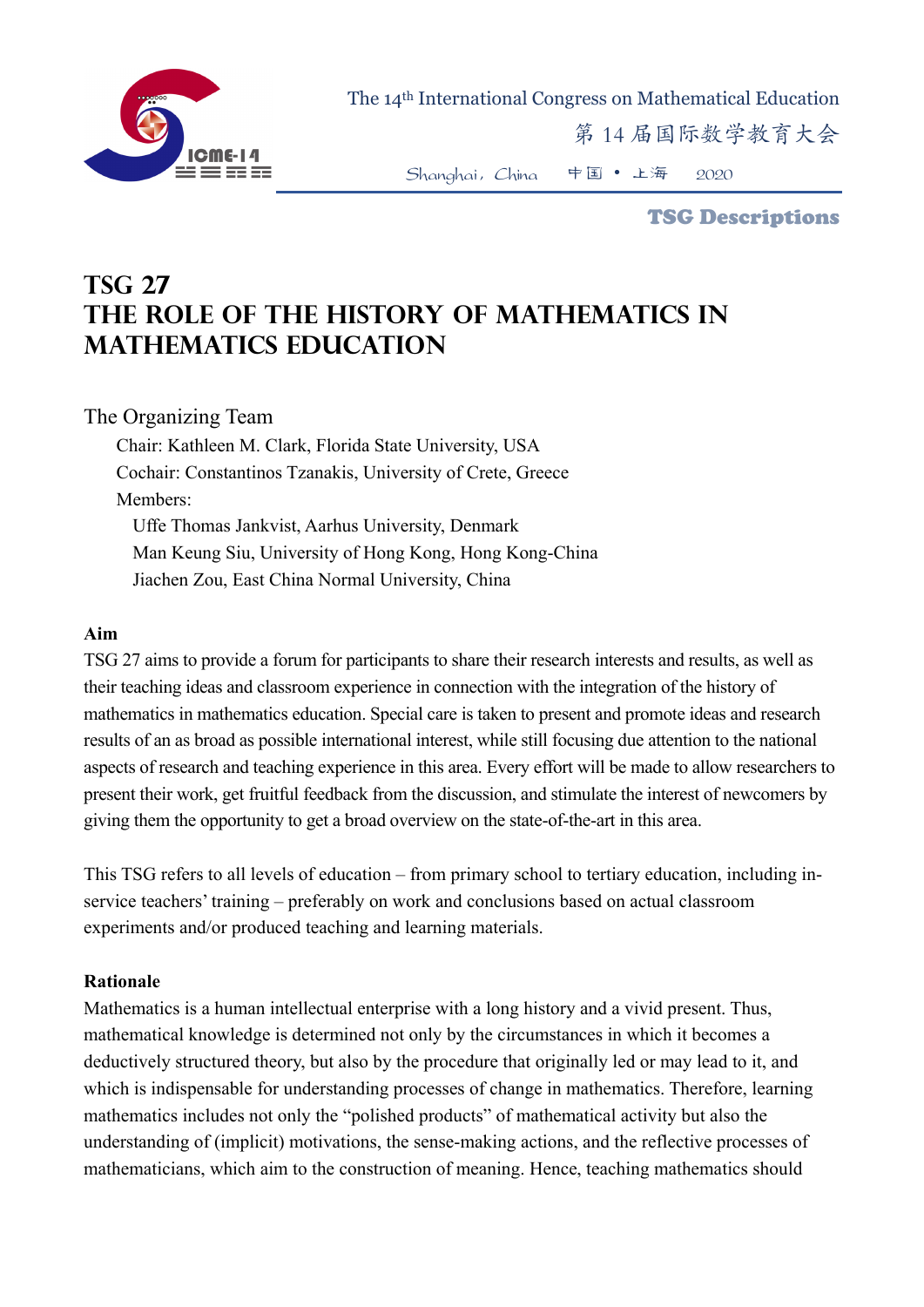# TSG 27
# THE ROLE OF THE HISTORY OF MATHEMATICS IN MATHEMATICS EDUCATION

The Organizing Team

Chair: Kathleen M. Clark, Florida State University, USA

Cochair: Constantinos Tzanakis, University of Crete, Greece

Members:

Uffe Thomas Jankvist, Aarhus University, Denmark

Man Keung Siu, University of Hong Kong, Hong Kong-China

Jiachen Zou, East China Normal University, China

**Aim**

TSG 27 aims to provide a forum for participants to share their research interests and results, as well as their teaching ideas and classroom experience in connection with the integration of the history of mathematics in mathematics education. Special care is taken to present and promote ideas and research results of an as broad as possible international interest, while still focusing due attention to the national aspects of research and teaching experience in this area. Every effort will be made to allow researchers to present their work, get fruitful feedback from the discussion, and stimulate the interest of newcomers by giving them the opportunity to get a broad overview on the state-of-the-art in this area.

This TSG refers to all levels of education – from primary school to tertiary education, including in-service teachers' training – preferably on work and conclusions based on actual classroom experiments and/or produced teaching and learning materials.

**Rationale**

Mathematics is a human intellectual enterprise with a long history and a vivid present. Thus, mathematical knowledge is determined not only by the circumstances in which it becomes a deductively structured theory, but also by the procedure that originally led or may lead to it, and which is indispensable for understanding processes of change in mathematics. Therefore, learning mathematics includes not only the "polished products" of mathematical activity but also the understanding of (implicit) motivations, the sense-making actions, and the reflective processes of mathematicians, which aim to the construction of meaning. Hence, teaching mathematics should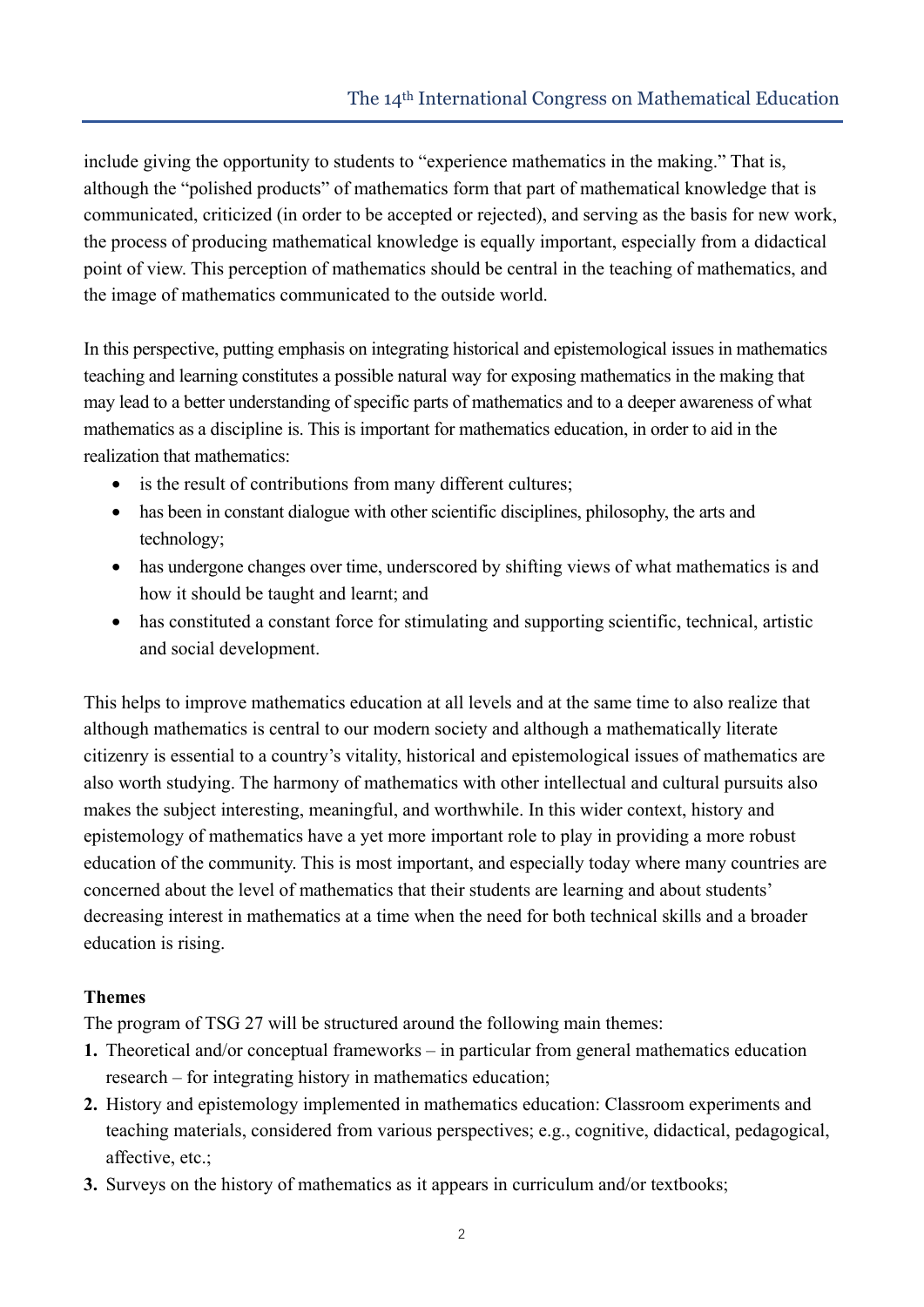include giving the opportunity to students to "experience mathematics in the making." That is, although the "polished products" of mathematics form that part of mathematical knowledge that is communicated, criticized (in order to be accepted or rejected), and serving as the basis for new work, the process of producing mathematical knowledge is equally important, especially from a didactical point of view. This perception of mathematics should be central in the teaching of mathematics, and the image of mathematics communicated to the outside world.

In this perspective, putting emphasis on integrating historical and epistemological issues in mathematics teaching and learning constitutes a possible natural way for exposing mathematics in the making that may lead to a better understanding of specific parts of mathematics and to a deeper awareness of what mathematics as a discipline is. This is important for mathematics education, in order to aid in the realization that mathematics:

- is the result of contributions from many different cultures;
- has been in constant dialogue with other scientific disciplines, philosophy, the arts and technology;
- has undergone changes over time, underscored by shifting views of what mathematics is and how it should be taught and learnt; and
- has constituted a constant force for stimulating and supporting scientific, technical, artistic and social development.

This helps to improve mathematics education at all levels and at the same time to also realize that although mathematics is central to our modern society and although a mathematically literate citizenry is essential to a country's vitality, historical and epistemological issues of mathematics are also worth studying. The harmony of mathematics with other intellectual and cultural pursuits also makes the subject interesting, meaningful, and worthwhile. In this wider context, history and epistemology of mathematics have a yet more important role to play in providing a more robust education of the community. This is most important, and especially today where many countries are concerned about the level of mathematics that their students are learning and about students' decreasing interest in mathematics at a time when the need for both technical skills and a broader education is rising.

**Themes**

The program of TSG 27 will be structured around the following main themes:

1. Theoretical and/or conceptual frameworks – in particular from general mathematics education research – for integrating history in mathematics education;
2. History and epistemology implemented in mathematics education: Classroom experiments and teaching materials, considered from various perspectives; e.g., cognitive, didactical, pedagogical, affective, etc.;
3. Surveys on the history of mathematics as it appears in curriculum and/or textbooks;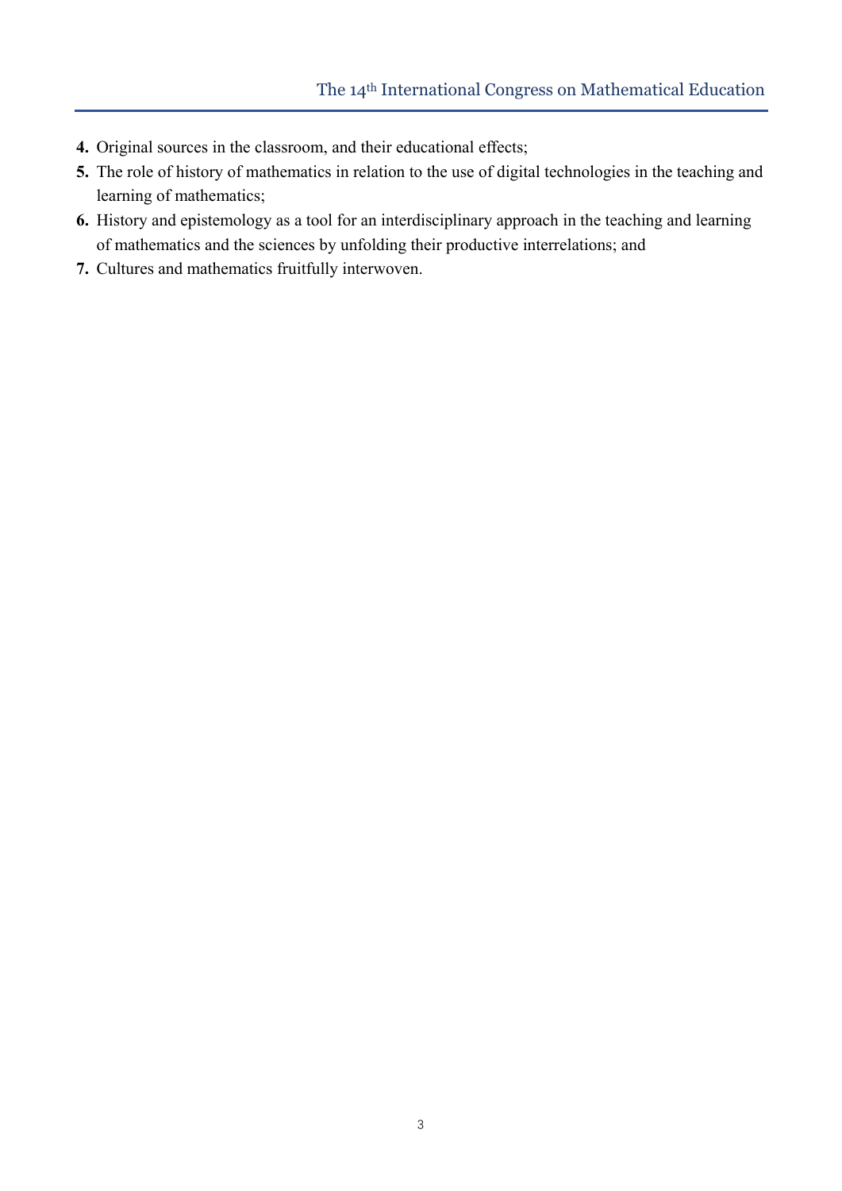4. Original sources in the classroom, and their educational effects;
5. The role of history of mathematics in relation to the use of digital technologies in the teaching and learning of mathematics;
6. History and epistemology as a tool for an interdisciplinary approach in the teaching and learning of mathematics and the sciences by unfolding their productive interrelations; and
7. Cultures and mathematics fruitfully interwoven.